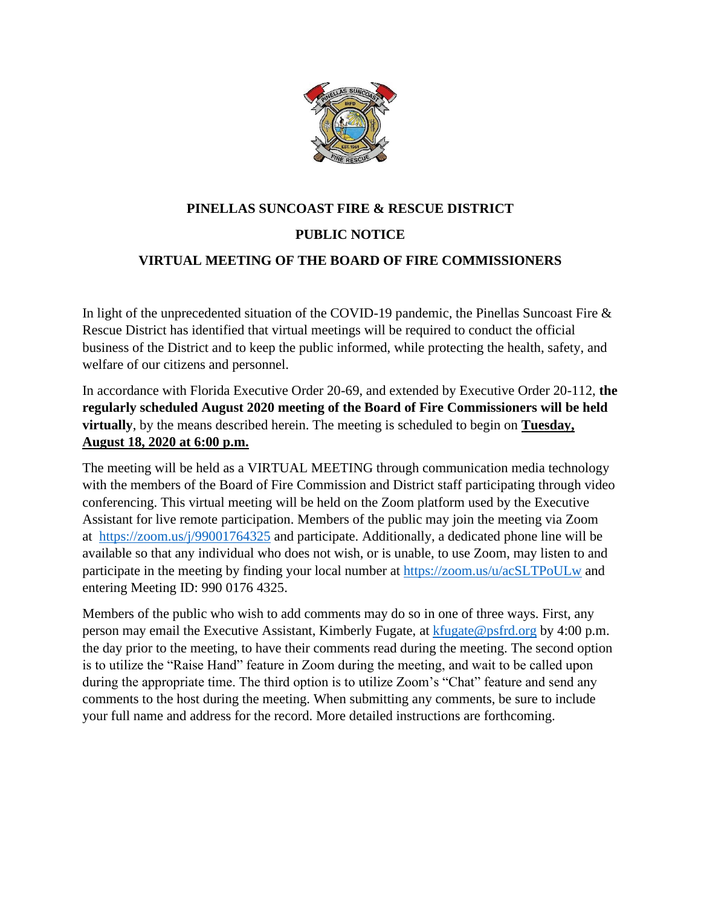# PINELLAS SUNCOAST FIRE & RESCUE DISTRICT

## PUBLIC NOTICE

## VIRTUAL MEETING OF THE BOARD OF FIRE COMMISSIONERS

In light of the unprecedented situation of the COVID-19 pandemic, the Pinellas Suncoast Fire & Rescue District has identified that virtual meetings will be required to conduct the official business of the District and to keep the public informed, while protecting the health, safety, and welfare of our citizens and personnel.

In accordance with Florida Executive Order 20-69, and extended by Executive Order 20-112, **the regularly scheduled August 2020 meeting of the Board of Fire Commissioners will be held virtually**, by the means described herein. The meeting is scheduled to begin on **Tuesday, August 18, 2020 at 6:00 p.m.**

The meeting will be held as a VIRTUAL MEETING through communication media technology with the members of the Board of Fire Commission and District staff participating through video conferencing. This virtual meeting will be held on the Zoom platform used by the Executive Assistant for live remote participation. Members of the public may join the meeting via Zoom at https://zoom.us/j/99001764325 and participate. Additionally, a dedicated phone line will be available so that any individual who does not wish, or is unable, to use Zoom, may listen to and participate in the meeting by finding your local number at https://zoom.us/u/acSLTPoULw and entering Meeting ID: 990 0176 4325.

Members of the public who wish to add comments may do so in one of three ways. First, any person may email the Executive Assistant, Kimberly Fugate, at kfugate@psfrd.org by 4:00 p.m. the day prior to the meeting, to have their comments read during the meeting. The second option is to utilize the "Raise Hand" feature in Zoom during the meeting, and wait to be called upon during the appropriate time. The third option is to utilize Zoom's "Chat" feature and send any comments to the host during the meeting. When submitting any comments, be sure to include your full name and address for the record. More detailed instructions are forthcoming.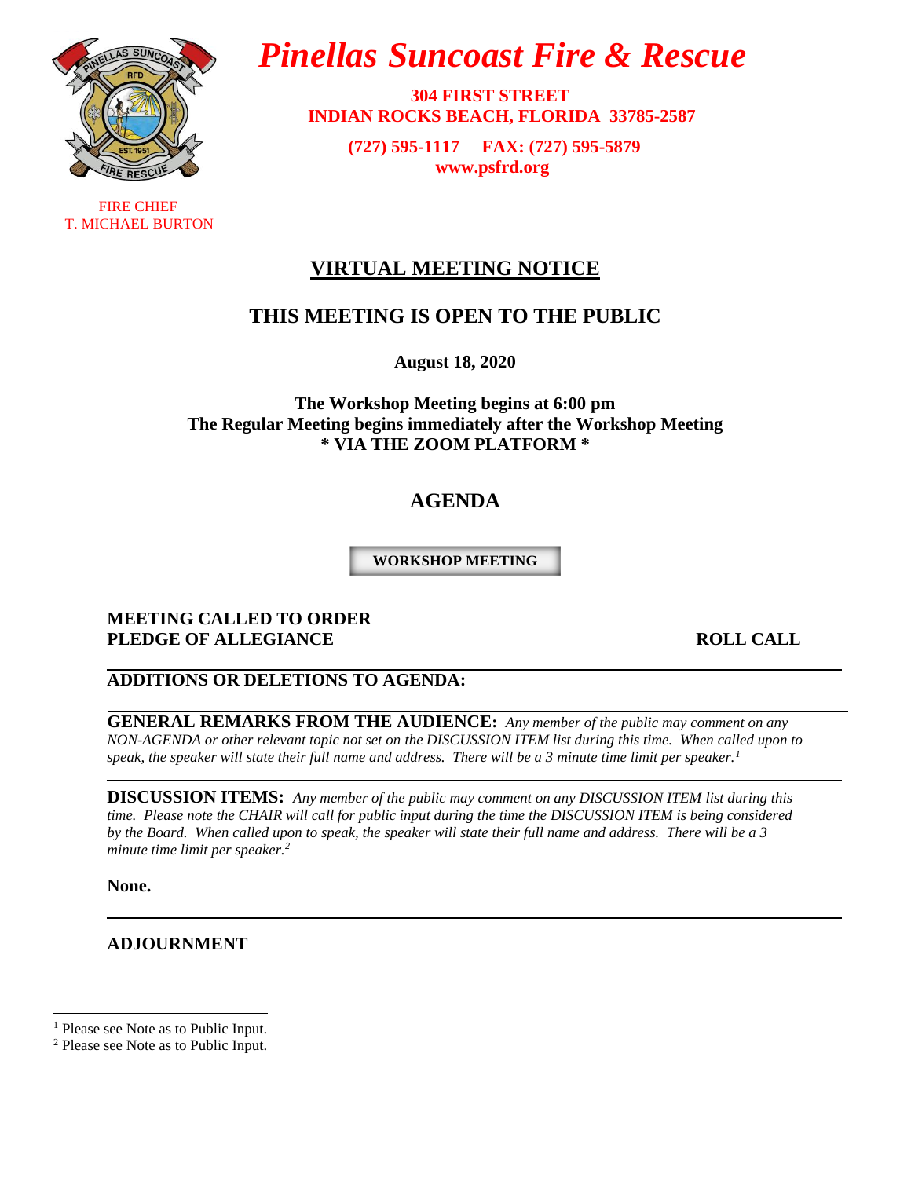# *Pinellas Suncoast Fire & Rescue*

**304 FIRST STREET**
**INDIAN ROCKS BEACH, FLORIDA 33785-2587**

**(727) 595-1117 FAX: (727) 595-5879**
**www.psfrd.org**

FIRE CHIEF
T. MICHAEL BURTON

## VIRTUAL MEETING NOTICE

## THIS MEETING IS OPEN TO THE PUBLIC

**August 18, 2020**

**The Workshop Meeting begins at 6:00 pm**
**The Regular Meeting begins immediately after the Workshop Meeting**
*** VIA THE ZOOM PLATFORM ***

## AGENDA

**WORKSHOP MEETING**

**MEETING CALLED TO ORDER**
**PLEDGE OF ALLEGIANCE** **ROLL CALL**

---

**ADDITIONS OR DELETIONS TO AGENDA:**

---

**GENERAL REMARKS FROM THE AUDIENCE:** *Any member of the public may comment on any NON-AGENDA or other relevant topic not set on the DISCUSSION ITEM list during this time. When called upon to speak, the speaker will state their full name and address. There will be a 3 minute time limit per speaker.*[1]

---

**DISCUSSION ITEMS:** *Any member of the public may comment on any DISCUSSION ITEM list during this time. Please note the CHAIR will call for public input during the time the DISCUSSION ITEM is being considered by the Board. When called upon to speak, the speaker will state their full name and address. There will be a 3 minute time limit per speaker.*[2]

**None.**

---

**ADJOURNMENT**

[1] Please see Note as to Public Input.
[2] Please see Note as to Public Input.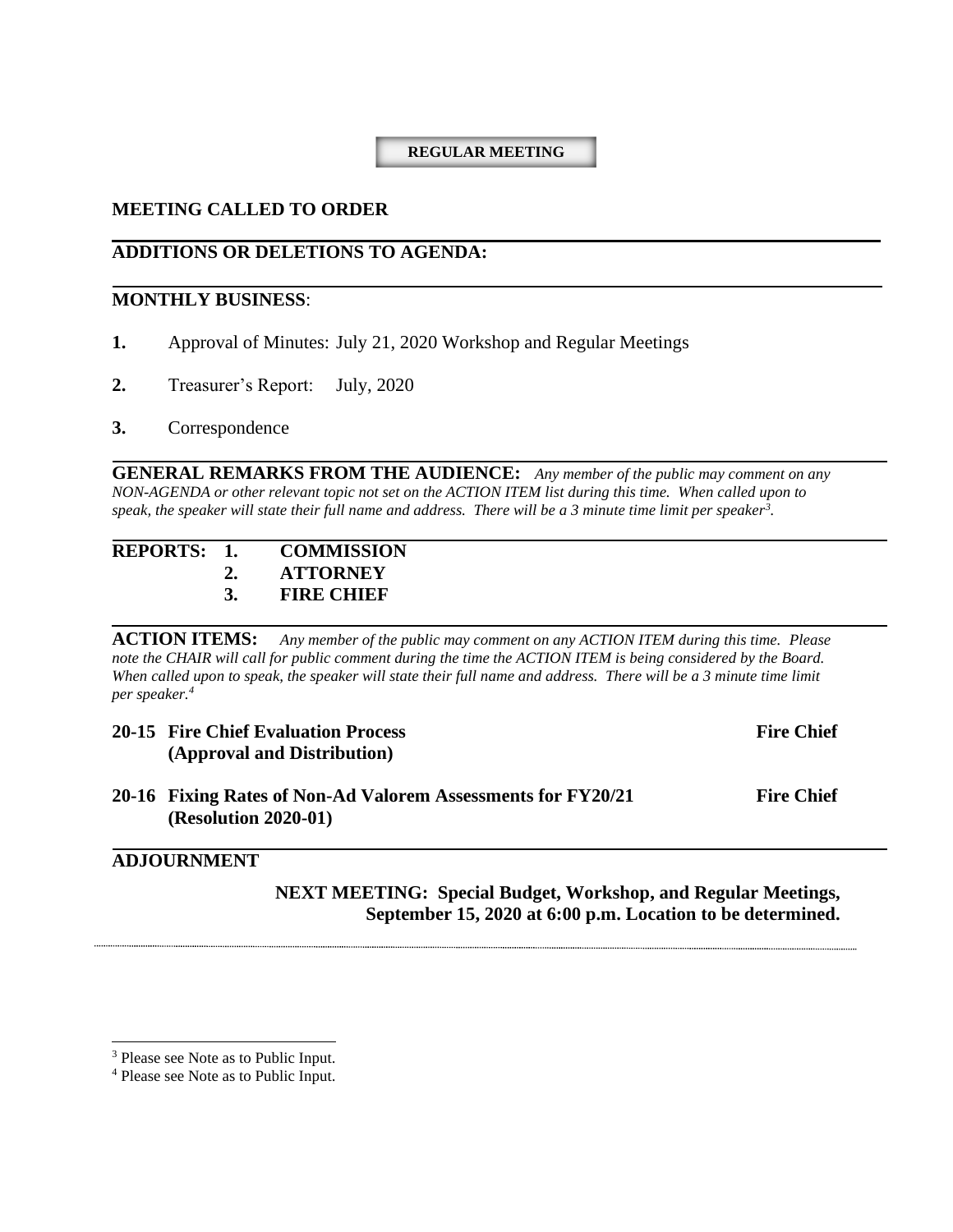**REGULAR MEETING**

## MEETING CALLED TO ORDER

## ADDITIONS OR DELETIONS TO AGENDA:

## MONTHLY BUSINESS:

**1.** Approval of Minutes: July 21, 2020 Workshop and Regular Meetings

**2.** Treasurer's Report: July, 2020

**3.** Correspondence

**GENERAL REMARKS FROM THE AUDIENCE:** *Any member of the public may comment on any NON-AGENDA or other relevant topic not set on the ACTION ITEM list during this time. When called upon to speak, the speaker will state their full name and address. There will be a 3 minute time limit per speaker[3].*

**REPORTS:**
1. **COMMISSION**
2. **ATTORNEY**
3. **FIRE CHIEF**

**ACTION ITEMS:** *Any member of the public may comment on any ACTION ITEM during this time. Please note the CHAIR will call for public comment during the time the ACTION ITEM is being considered by the Board. When called upon to speak, the speaker will state their full name and address. There will be a 3 minute time limit per speaker.[4]*

**20-15 Fire Chief Evaluation Process (Approval and Distribution)** — **Fire Chief**

**20-16 Fixing Rates of Non-Ad Valorem Assessments for FY20/21 (Resolution 2020-01)** — **Fire Chief**

## ADJOURNMENT

**NEXT MEETING: Special Budget, Workshop, and Regular Meetings, September 15, 2020 at 6:00 p.m. Location to be determined.**

---

[3] Please see Note as to Public Input.

[4] Please see Note as to Public Input.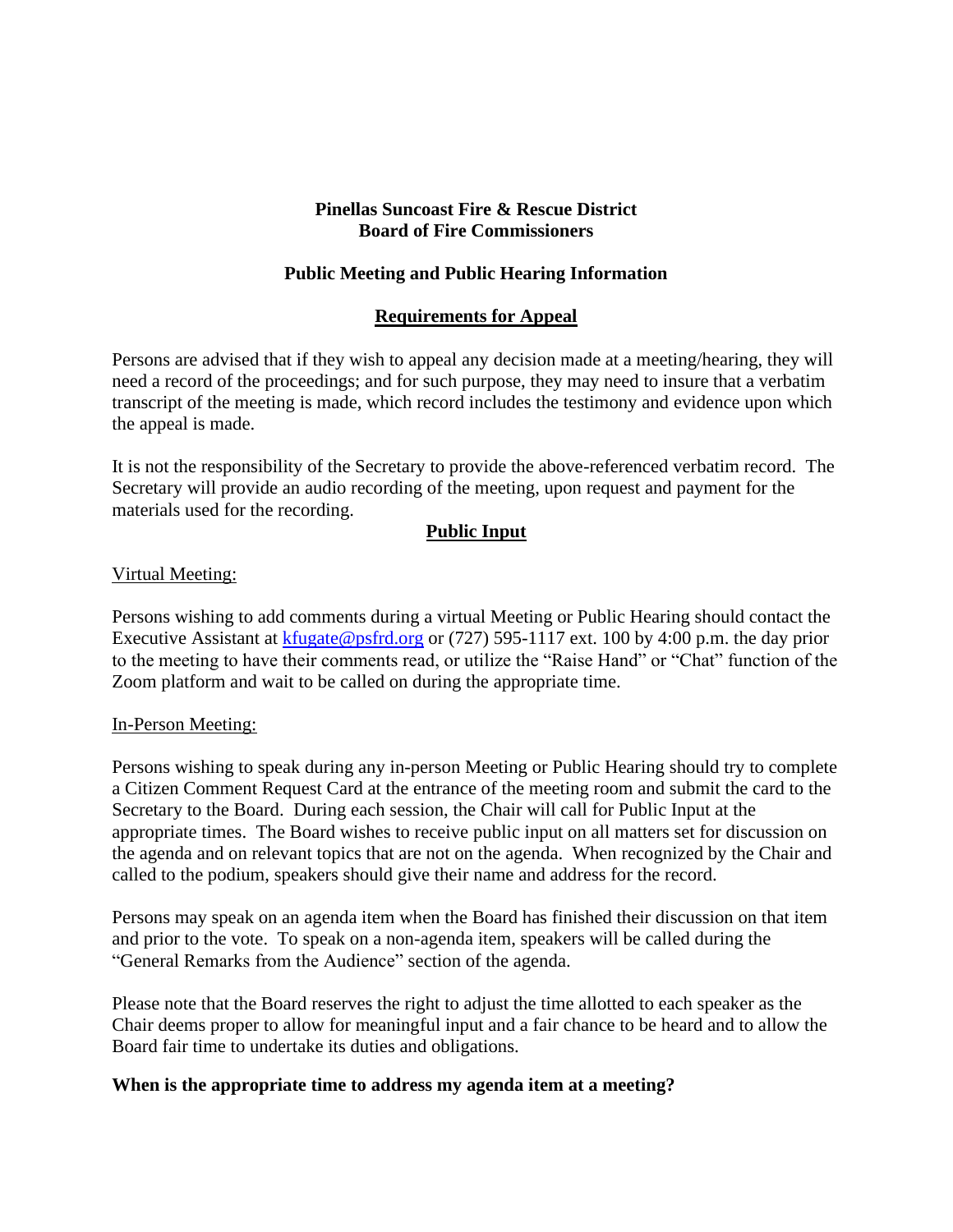**Pinellas Suncoast Fire & Rescue District**
**Board of Fire Commissioners**

**Public Meeting and Public Hearing Information**

**Requirements for Appeal**

Persons are advised that if they wish to appeal any decision made at a meeting/hearing, they will need a record of the proceedings; and for such purpose, they may need to insure that a verbatim transcript of the meeting is made, which record includes the testimony and evidence upon which the appeal is made.

It is not the responsibility of the Secretary to provide the above-referenced verbatim record. The Secretary will provide an audio recording of the meeting, upon request and payment for the materials used for the recording.

**Public Input**

Virtual Meeting:

Persons wishing to add comments during a virtual Meeting or Public Hearing should contact the Executive Assistant at kfugate@psfrd.org or (727) 595-1117 ext. 100 by 4:00 p.m. the day prior to the meeting to have their comments read, or utilize the "Raise Hand" or "Chat" function of the Zoom platform and wait to be called on during the appropriate time.

In-Person Meeting:

Persons wishing to speak during any in-person Meeting or Public Hearing should try to complete a Citizen Comment Request Card at the entrance of the meeting room and submit the card to the Secretary to the Board. During each session, the Chair will call for Public Input at the appropriate times. The Board wishes to receive public input on all matters set for discussion on the agenda and on relevant topics that are not on the agenda. When recognized by the Chair and called to the podium, speakers should give their name and address for the record.

Persons may speak on an agenda item when the Board has finished their discussion on that item and prior to the vote. To speak on a non-agenda item, speakers will be called during the "General Remarks from the Audience" section of the agenda.

Please note that the Board reserves the right to adjust the time allotted to each speaker as the Chair deems proper to allow for meaningful input and a fair chance to be heard and to allow the Board fair time to undertake its duties and obligations.

**When is the appropriate time to address my agenda item at a meeting?**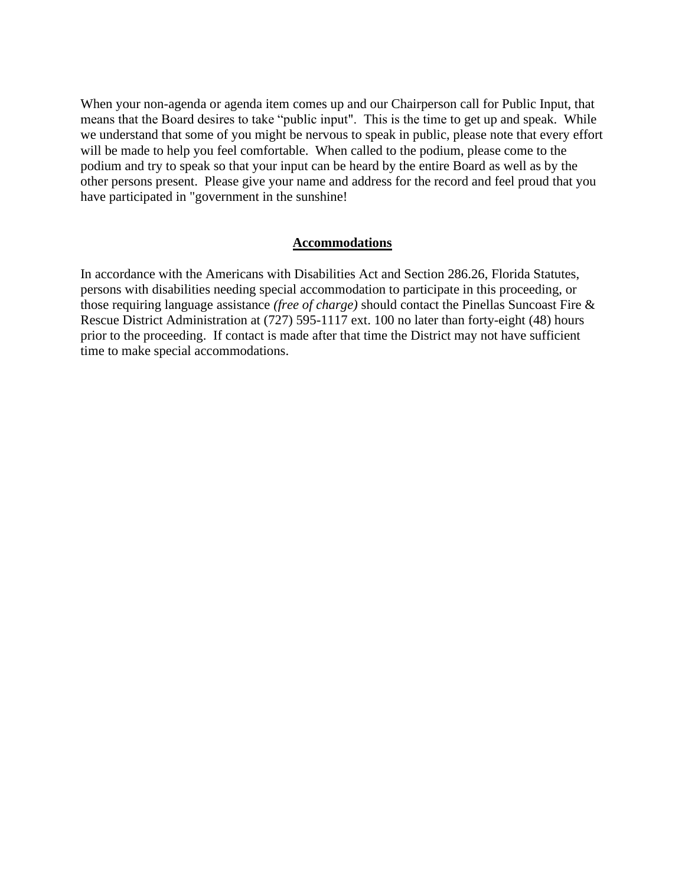When your non-agenda or agenda item comes up and our Chairperson call for Public Input, that means that the Board desires to take “public input". This is the time to get up and speak. While we understand that some of you might be nervous to speak in public, please note that every effort will be made to help you feel comfortable. When called to the podium, please come to the podium and try to speak so that your input can be heard by the entire Board as well as by the other persons present. Please give your name and address for the record and feel proud that you have participated in "government in the sunshine!

## Accommodations

In accordance with the Americans with Disabilities Act and Section 286.26, Florida Statutes, persons with disabilities needing special accommodation to participate in this proceeding, or those requiring language assistance *(free of charge)* should contact the Pinellas Suncoast Fire & Rescue District Administration at (727) 595-1117 ext. 100 no later than forty-eight (48) hours prior to the proceeding. If contact is made after that time the District may not have sufficient time to make special accommodations.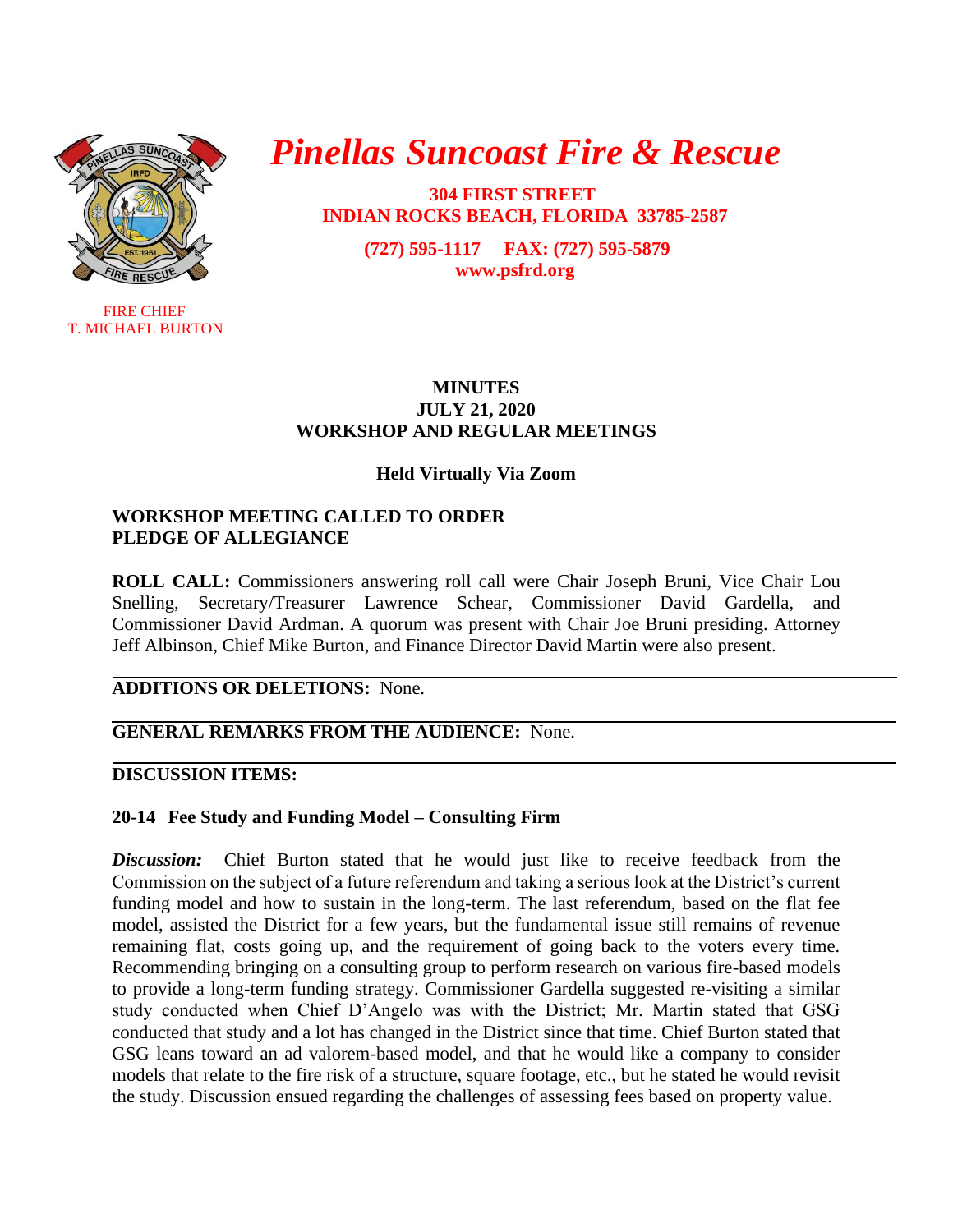# *Pinellas Suncoast Fire & Rescue*

**304 FIRST STREET**
**INDIAN ROCKS BEACH, FLORIDA 33785-2587**

**(727) 595-1117 FAX: (727) 595-5879**
**www.psfrd.org**

FIRE CHIEF
T. MICHAEL BURTON

**MINUTES**
**JULY 21, 2020**
**WORKSHOP AND REGULAR MEETINGS**

**Held Virtually Via Zoom**

**WORKSHOP MEETING CALLED TO ORDER**
**PLEDGE OF ALLEGIANCE**

**ROLL CALL:** Commissioners answering roll call were Chair Joseph Bruni, Vice Chair Lou Snelling, Secretary/Treasurer Lawrence Schear, Commissioner David Gardella, and Commissioner David Ardman. A quorum was present with Chair Joe Bruni presiding. Attorney Jeff Albinson, Chief Mike Burton, and Finance Director David Martin were also present.

---

**ADDITIONS OR DELETIONS:** None.

---

**GENERAL REMARKS FROM THE AUDIENCE:** None.

---

**DISCUSSION ITEMS:**

**20-14 Fee Study and Funding Model – Consulting Firm**

***Discussion:*** Chief Burton stated that he would just like to receive feedback from the Commission on the subject of a future referendum and taking a serious look at the District's current funding model and how to sustain in the long-term. The last referendum, based on the flat fee model, assisted the District for a few years, but the fundamental issue still remains of revenue remaining flat, costs going up, and the requirement of going back to the voters every time. Recommending bringing on a consulting group to perform research on various fire-based models to provide a long-term funding strategy. Commissioner Gardella suggested re-visiting a similar study conducted when Chief D'Angelo was with the District; Mr. Martin stated that GSG conducted that study and a lot has changed in the District since that time. Chief Burton stated that GSG leans toward an ad valorem-based model, and that he would like a company to consider models that relate to the fire risk of a structure, square footage, etc., but he stated he would revisit the study. Discussion ensued regarding the challenges of assessing fees based on property value.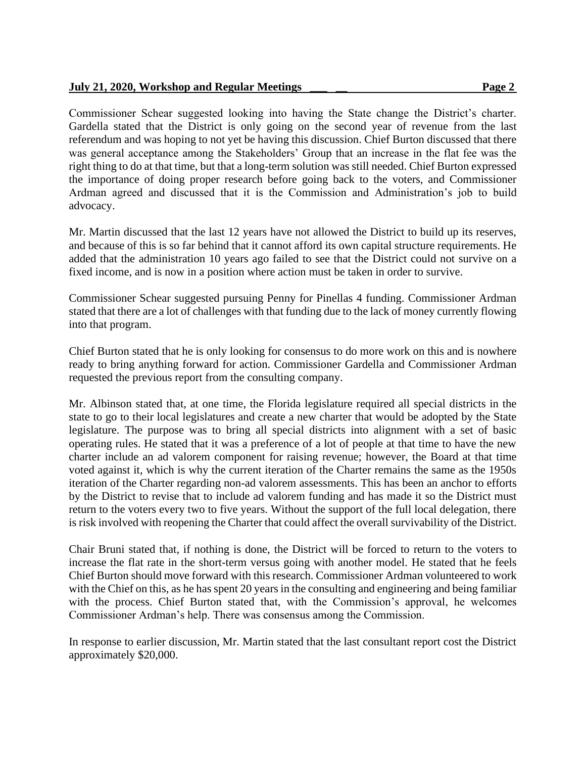Commissioner Schear suggested looking into having the State change the District's charter. Gardella stated that the District is only going on the second year of revenue from the last referendum and was hoping to not yet be having this discussion. Chief Burton discussed that there was general acceptance among the Stakeholders' Group that an increase in the flat fee was the right thing to do at that time, but that a long-term solution was still needed. Chief Burton expressed the importance of doing proper research before going back to the voters, and Commissioner Ardman agreed and discussed that it is the Commission and Administration's job to build advocacy.

Mr. Martin discussed that the last 12 years have not allowed the District to build up its reserves, and because of this is so far behind that it cannot afford its own capital structure requirements. He added that the administration 10 years ago failed to see that the District could not survive on a fixed income, and is now in a position where action must be taken in order to survive.

Commissioner Schear suggested pursuing Penny for Pinellas 4 funding. Commissioner Ardman stated that there are a lot of challenges with that funding due to the lack of money currently flowing into that program.

Chief Burton stated that he is only looking for consensus to do more work on this and is nowhere ready to bring anything forward for action. Commissioner Gardella and Commissioner Ardman requested the previous report from the consulting company.

Mr. Albinson stated that, at one time, the Florida legislature required all special districts in the state to go to their local legislatures and create a new charter that would be adopted by the State legislature. The purpose was to bring all special districts into alignment with a set of basic operating rules. He stated that it was a preference of a lot of people at that time to have the new charter include an ad valorem component for raising revenue; however, the Board at that time voted against it, which is why the current iteration of the Charter remains the same as the 1950s iteration of the Charter regarding non-ad valorem assessments. This has been an anchor to efforts by the District to revise that to include ad valorem funding and has made it so the District must return to the voters every two to five years. Without the support of the full local delegation, there is risk involved with reopening the Charter that could affect the overall survivability of the District.

Chair Bruni stated that, if nothing is done, the District will be forced to return to the voters to increase the flat rate in the short-term versus going with another model. He stated that he feels Chief Burton should move forward with this research. Commissioner Ardman volunteered to work with the Chief on this, as he has spent 20 years in the consulting and engineering and being familiar with the process. Chief Burton stated that, with the Commission's approval, he welcomes Commissioner Ardman's help. There was consensus among the Commission.

In response to earlier discussion, Mr. Martin stated that the last consultant report cost the District approximately $20,000.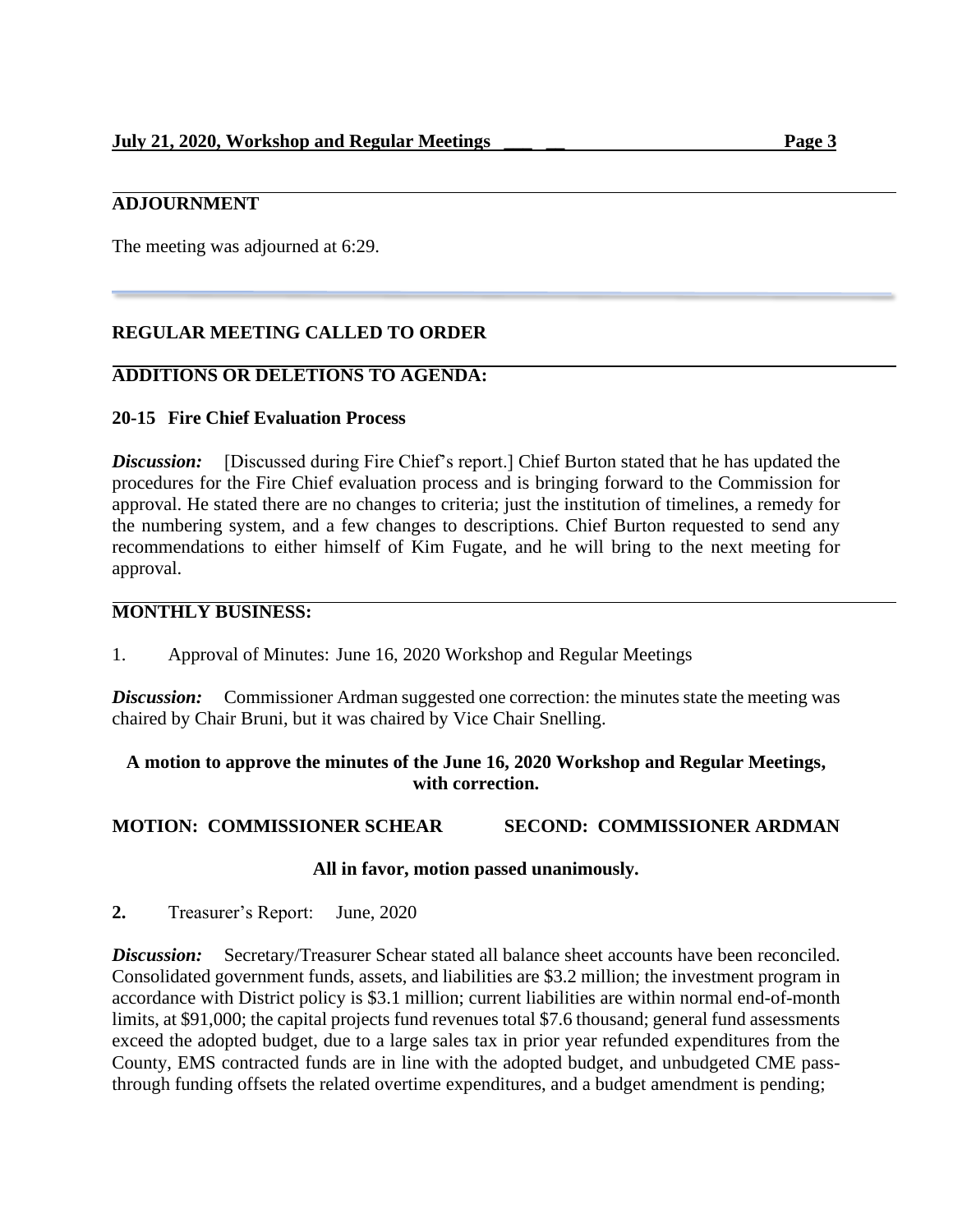## ADJOURNMENT

The meeting was adjourned at 6:29.

---

## REGULAR MEETING CALLED TO ORDER

## ADDITIONS OR DELETIONS TO AGENDA:

### 20-15 Fire Chief Evaluation Process

***Discussion:*** [Discussed during Fire Chief's report.] Chief Burton stated that he has updated the procedures for the Fire Chief evaluation process and is bringing forward to the Commission for approval. He stated there are no changes to criteria; just the institution of timelines, a remedy for the numbering system, and a few changes to descriptions. Chief Burton requested to send any recommendations to either himself of Kim Fugate, and he will bring to the next meeting for approval.

## MONTHLY BUSINESS:

1. Approval of Minutes: June 16, 2020 Workshop and Regular Meetings

***Discussion:*** Commissioner Ardman suggested one correction: the minutes state the meeting was chaired by Chair Bruni, but it was chaired by Vice Chair Snelling.

**A motion to approve the minutes of the June 16, 2020 Workshop and Regular Meetings, with correction.**

**MOTION: COMMISSIONER SCHEAR SECOND: COMMISSIONER ARDMAN**

**All in favor, motion passed unanimously.**

**2.** Treasurer's Report: June, 2020

***Discussion:*** Secretary/Treasurer Schear stated all balance sheet accounts have been reconciled. Consolidated government funds, assets, and liabilities are $3.2 million; the investment program in accordance with District policy is $3.1 million; current liabilities are within normal end-of-month limits, at $91,000; the capital projects fund revenues total $7.6 thousand; general fund assessments exceed the adopted budget, due to a large sales tax in prior year refunded expenditures from the County, EMS contracted funds are in line with the adopted budget, and unbudgeted CME pass-through funding offsets the related overtime expenditures, and a budget amendment is pending;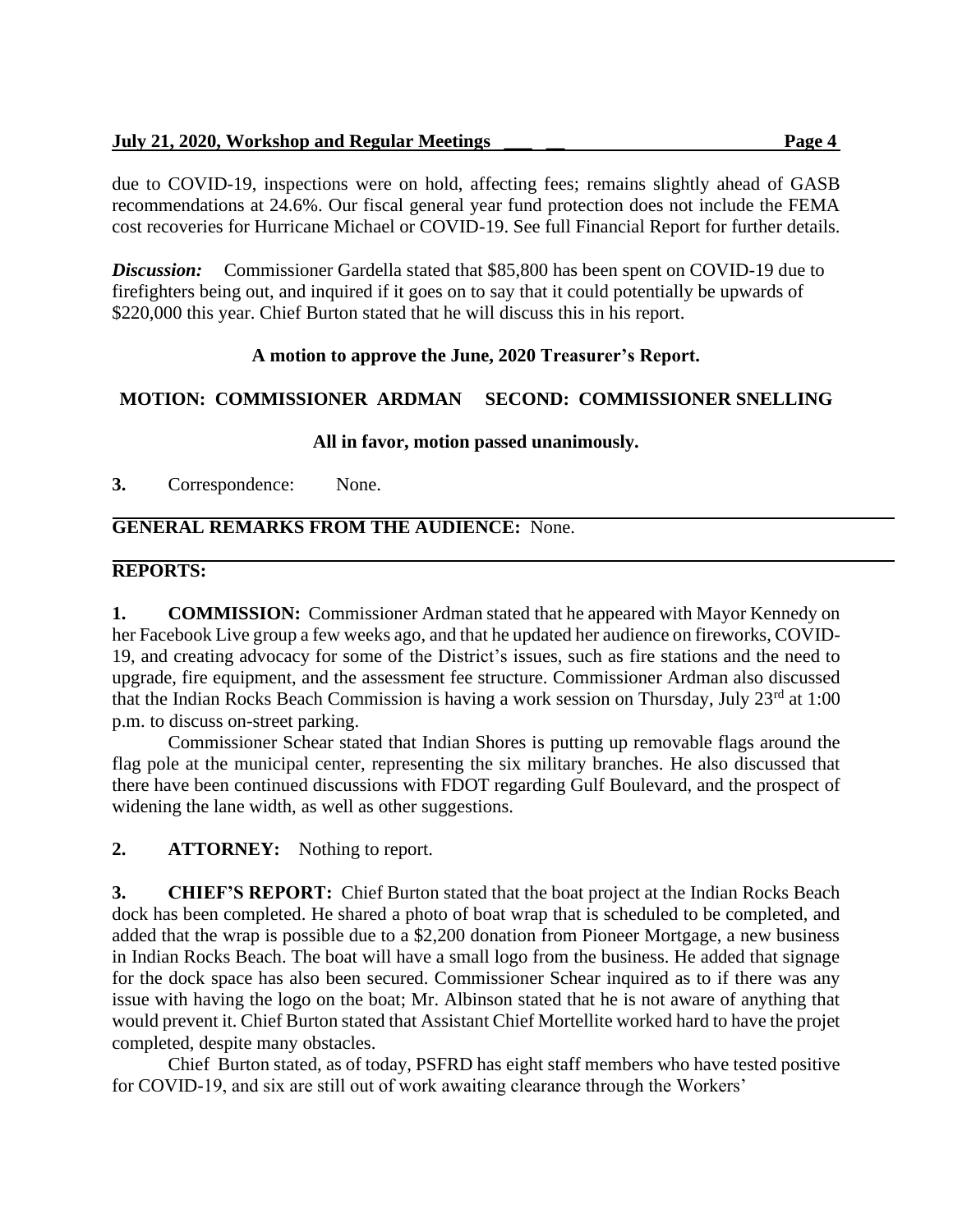due to COVID-19, inspections were on hold, affecting fees; remains slightly ahead of GASB recommendations at 24.6%. Our fiscal general year fund protection does not include the FEMA cost recoveries for Hurricane Michael or COVID-19. See full Financial Report for further details.

***Discussion:*** Commissioner Gardella stated that $85,800 has been spent on COVID-19 due to firefighters being out, and inquired if it goes on to say that it could potentially be upwards of $220,000 this year. Chief Burton stated that he will discuss this in his report.

**A motion to approve the June, 2020 Treasurer's Report.**

**MOTION: COMMISSIONER ARDMAN SECOND: COMMISSIONER SNELLING**

**All in favor, motion passed unanimously.**

**3.** Correspondence: None.

**GENERAL REMARKS FROM THE AUDIENCE:** None.

**REPORTS:**

**1. COMMISSION:** Commissioner Ardman stated that he appeared with Mayor Kennedy on her Facebook Live group a few weeks ago, and that he updated her audience on fireworks, COVID-19, and creating advocacy for some of the District's issues, such as fire stations and the need to upgrade, fire equipment, and the assessment fee structure. Commissioner Ardman also discussed that the Indian Rocks Beach Commission is having a work session on Thursday, July 23rd at 1:00 p.m. to discuss on-street parking.

Commissioner Schear stated that Indian Shores is putting up removable flags around the flag pole at the municipal center, representing the six military branches. He also discussed that there have been continued discussions with FDOT regarding Gulf Boulevard, and the prospect of widening the lane width, as well as other suggestions.

**2. ATTORNEY:** Nothing to report.

**3. CHIEF'S REPORT:** Chief Burton stated that the boat project at the Indian Rocks Beach dock has been completed. He shared a photo of boat wrap that is scheduled to be completed, and added that the wrap is possible due to a $2,200 donation from Pioneer Mortgage, a new business in Indian Rocks Beach. The boat will have a small logo from the business. He added that signage for the dock space has also been secured. Commissioner Schear inquired as to if there was any issue with having the logo on the boat; Mr. Albinson stated that he is not aware of anything that would prevent it. Chief Burton stated that Assistant Chief Mortellite worked hard to have the projet completed, despite many obstacles.

Chief Burton stated, as of today, PSFRD has eight staff members who have tested positive for COVID-19, and six are still out of work awaiting clearance through the Workers'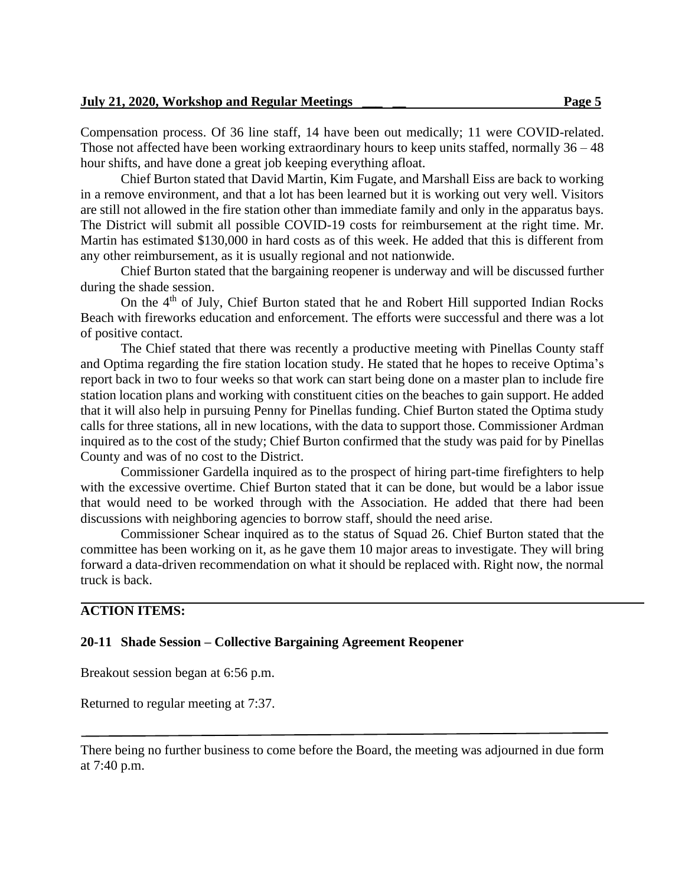Compensation process. Of 36 line staff, 14 have been out medically; 11 were COVID-related. Those not affected have been working extraordinary hours to keep units staffed, normally 36 – 48 hour shifts, and have done a great job keeping everything afloat.

Chief Burton stated that David Martin, Kim Fugate, and Marshall Eiss are back to working in a remove environment, and that a lot has been learned but it is working out very well. Visitors are still not allowed in the fire station other than immediate family and only in the apparatus bays. The District will submit all possible COVID-19 costs for reimbursement at the right time. Mr. Martin has estimated $130,000 in hard costs as of this week. He added that this is different from any other reimbursement, as it is usually regional and not nationwide.

Chief Burton stated that the bargaining reopener is underway and will be discussed further during the shade session.

On the 4th of July, Chief Burton stated that he and Robert Hill supported Indian Rocks Beach with fireworks education and enforcement. The efforts were successful and there was a lot of positive contact.

The Chief stated that there was recently a productive meeting with Pinellas County staff and Optima regarding the fire station location study. He stated that he hopes to receive Optima's report back in two to four weeks so that work can start being done on a master plan to include fire station location plans and working with constituent cities on the beaches to gain support. He added that it will also help in pursuing Penny for Pinellas funding. Chief Burton stated the Optima study calls for three stations, all in new locations, with the data to support those. Commissioner Ardman inquired as to the cost of the study; Chief Burton confirmed that the study was paid for by Pinellas County and was of no cost to the District.

Commissioner Gardella inquired as to the prospect of hiring part-time firefighters to help with the excessive overtime. Chief Burton stated that it can be done, but would be a labor issue that would need to be worked through with the Association. He added that there had been discussions with neighboring agencies to borrow staff, should the need arise.

Commissioner Schear inquired as to the status of Squad 26. Chief Burton stated that the committee has been working on it, as he gave them 10 major areas to investigate. They will bring forward a data-driven recommendation on what it should be replaced with. Right now, the normal truck is back.

**ACTION ITEMS:**

**20-11 Shade Session – Collective Bargaining Agreement Reopener**

Breakout session began at 6:56 p.m.

Returned to regular meeting at 7:37.

There being no further business to come before the Board, the meeting was adjourned in due form at 7:40 p.m.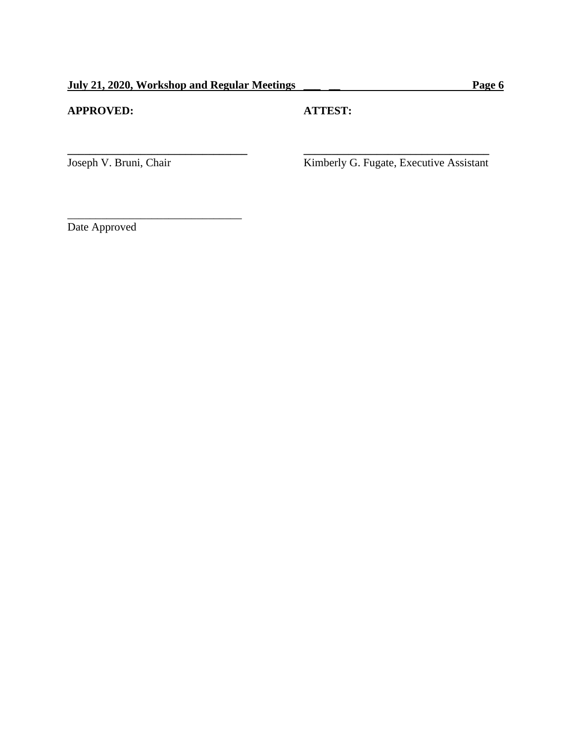**APPROVED:**

\_\_\_\_\_\_\_\_\_\_\_\_\_\_\_\_\_\_\_\_\_\_\_\_\_\_\_\_\_\_\_\_

Joseph V. Bruni, Chair

**ATTEST:**

\_\_\_\_\_\_\_\_\_\_\_\_\_\_\_\_\_\_\_\_\_\_\_\_\_\_\_\_\_\_\_\_

Kimberly G. Fugate, Executive Assistant

\_\_\_\_\_\_\_\_\_\_\_\_\_\_\_\_\_\_\_\_\_\_\_\_\_\_\_\_\_\_\_\_

Date Approved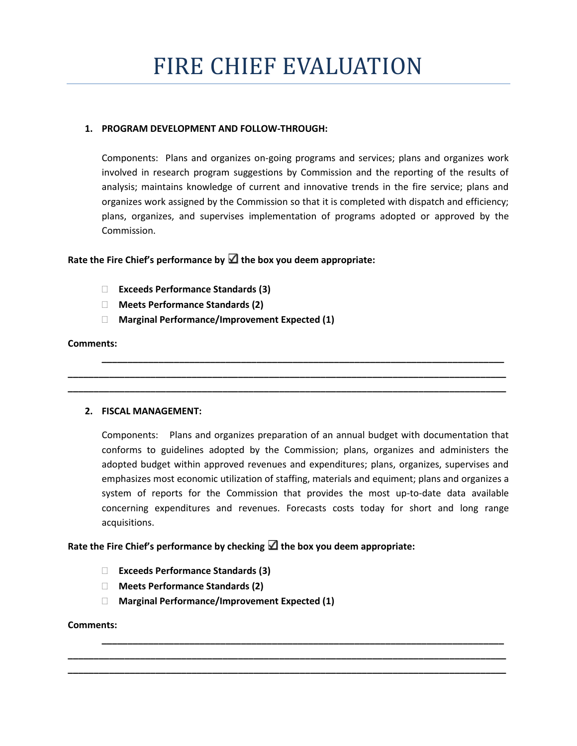# FIRE CHIEF EVALUATION

**1. PROGRAM DEVELOPMENT AND FOLLOW-THROUGH:**

Components: Plans and organizes on-going programs and services; plans and organizes work involved in research program suggestions by Commission and the reporting of the results of analysis; maintains knowledge of current and innovative trends in the fire service; plans and organizes work assigned by the Commission so that it is completed with dispatch and efficiency; plans, organizes, and supervises implementation of programs adopted or approved by the Commission.

**Rate the Fire Chief's performance by ☑ the box you deem appropriate:**

- ☐ **Exceeds Performance Standards (3)**
- ☐ **Meets Performance Standards (2)**
- ☐ **Marginal Performance/Improvement Expected (1)**

**Comments:**

________________________________________________________________________________
________________________________________________________________________________
________________________________________________________________________________

**2. FISCAL MANAGEMENT:**

Components: Plans and organizes preparation of an annual budget with documentation that conforms to guidelines adopted by the Commission; plans, organizes and administers the adopted budget within approved revenues and expenditures; plans, organizes, supervises and emphasizes most economic utilization of staffing, materials and equiment; plans and organizes a system of reports for the Commission that provides the most up-to-date data available concerning expenditures and revenues. Forecasts costs today for short and long range acquisitions.

**Rate the Fire Chief's performance by checking ☑ the box you deem appropriate:**

- ☐ **Exceeds Performance Standards (3)**
- ☐ **Meets Performance Standards (2)**
- ☐ **Marginal Performance/Improvement Expected (1)**

**Comments:**

________________________________________________________________________________
________________________________________________________________________________
________________________________________________________________________________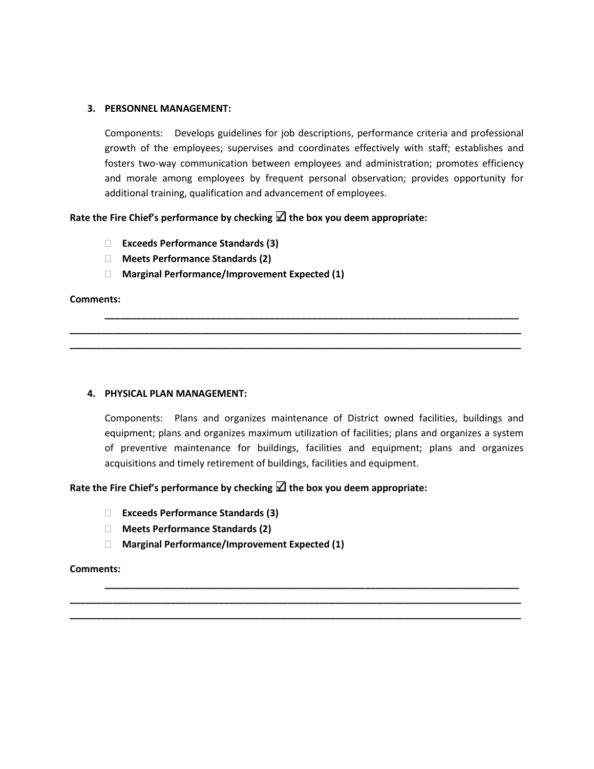**3. PERSONNEL MANAGEMENT:**

Components: Develops guidelines for job descriptions, performance criteria and professional growth of the employees; supervises and coordinates effectively with staff; establishes and fosters two-way communication between employees and administration; promotes efficiency and morale among employees by frequent personal observation; provides opportunity for additional training, qualification and advancement of employees.

**Rate the Fire Chief's performance by checking ☑ the box you deem appropriate:**

- ☐ **Exceeds Performance Standards (3)**
- ☐ **Meets Performance Standards (2)**
- ☐ **Marginal Performance/Improvement Expected (1)**

**Comments:**

______________________________________________________________________________
______________________________________________________________________________
______________________________________________________________________________

**4. PHYSICAL PLAN MANAGEMENT:**

Components: Plans and organizes maintenance of District owned facilities, buildings and equipment; plans and organizes maximum utilization of facilities; plans and organizes a system of preventive maintenance for buildings, facilities and equipment; plans and organizes acquisitions and timely retirement of buildings, facilities and equipment.

**Rate the Fire Chief's performance by checking ☑ the box you deem appropriate:**

- ☐ **Exceeds Performance Standards (3)**
- ☐ **Meets Performance Standards (2)**
- ☐ **Marginal Performance/Improvement Expected (1)**

**Comments:**

______________________________________________________________________________
______________________________________________________________________________
______________________________________________________________________________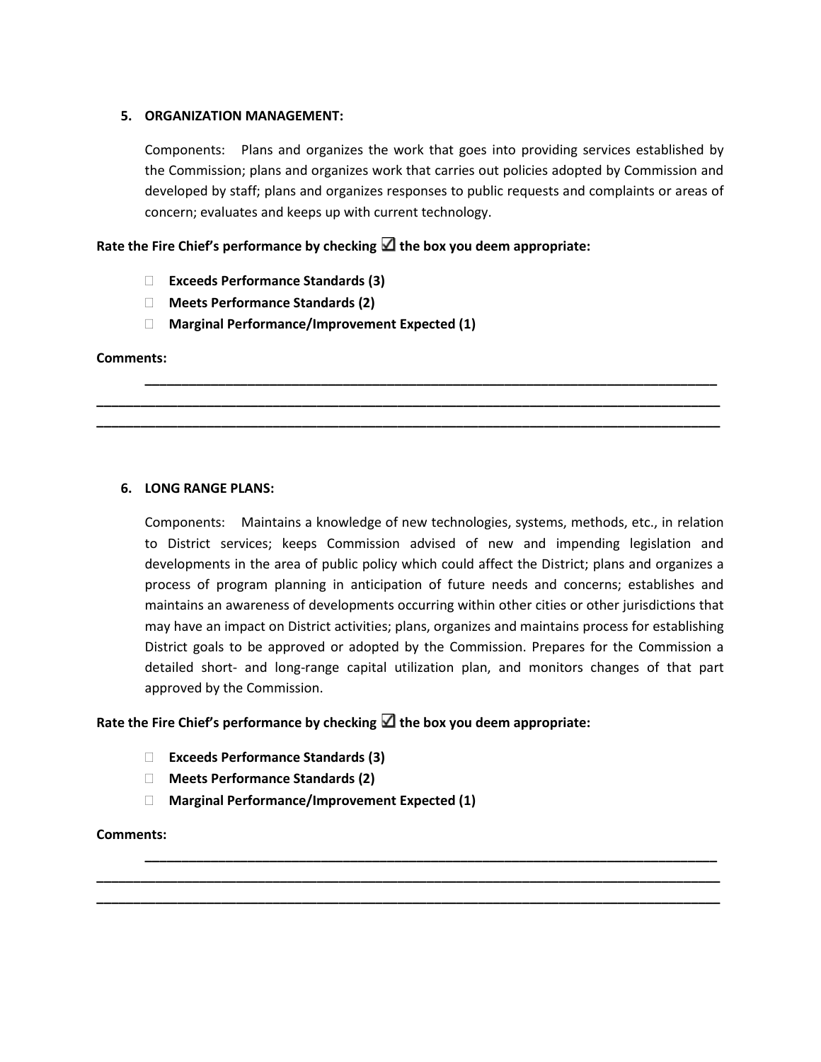5. **ORGANIZATION MANAGEMENT:**

   Components: Plans and organizes the work that goes into providing services established by the Commission; plans and organizes work that carries out policies adopted by Commission and developed by staff; plans and organizes responses to public requests and complaints or areas of concern; evaluates and keeps up with current technology.

**Rate the Fire Chief's performance by checking ☑ the box you deem appropriate:**

- ☐ **Exceeds Performance Standards (3)**
- ☐ **Meets Performance Standards (2)**
- ☐ **Marginal Performance/Improvement Expected (1)**

**Comments:**

______________________________________________________________________________
______________________________________________________________________________
______________________________________________________________________________

6. **LONG RANGE PLANS:**

   Components: Maintains a knowledge of new technologies, systems, methods, etc., in relation to District services; keeps Commission advised of new and impending legislation and developments in the area of public policy which could affect the District; plans and organizes a process of program planning in anticipation of future needs and concerns; establishes and maintains an awareness of developments occurring within other cities or other jurisdictions that may have an impact on District activities; plans, organizes and maintains process for establishing District goals to be approved or adopted by the Commission. Prepares for the Commission a detailed short- and long-range capital utilization plan, and monitors changes of that part approved by the Commission.

**Rate the Fire Chief's performance by checking ☑ the box you deem appropriate:**

- ☐ **Exceeds Performance Standards (3)**
- ☐ **Meets Performance Standards (2)**
- ☐ **Marginal Performance/Improvement Expected (1)**

**Comments:**

______________________________________________________________________________
______________________________________________________________________________
______________________________________________________________________________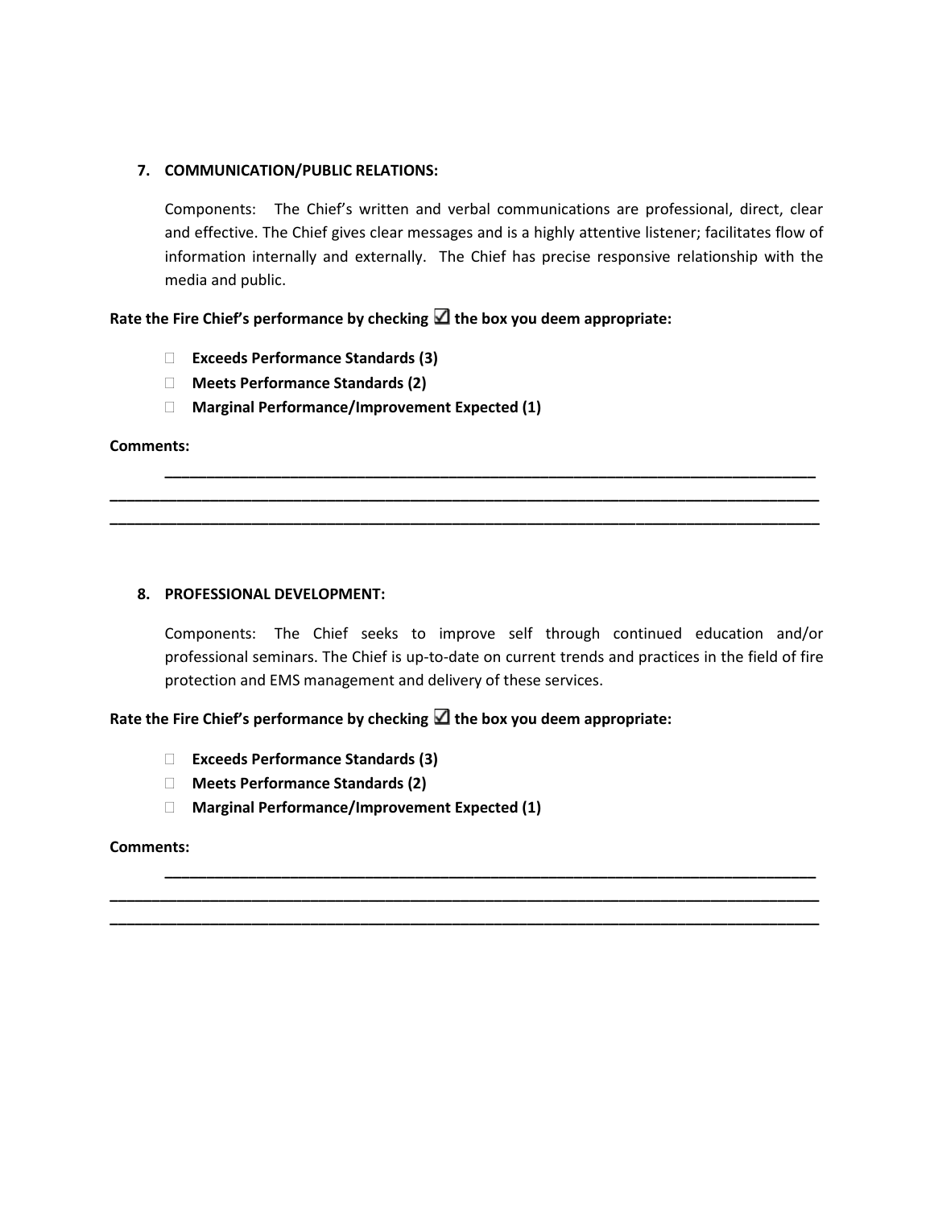**7. COMMUNICATION/PUBLIC RELATIONS:**

Components: The Chief's written and verbal communications are professional, direct, clear and effective. The Chief gives clear messages and is a highly attentive listener; facilitates flow of information internally and externally. The Chief has precise responsive relationship with the media and public.

**Rate the Fire Chief's performance by checking ☑ the box you deem appropriate:**

- ☐ **Exceeds Performance Standards (3)**
- ☐ **Meets Performance Standards (2)**
- ☐ **Marginal Performance/Improvement Expected (1)**

**Comments:**

________________________________________________________________________________
________________________________________________________________________________
________________________________________________________________________________

**8. PROFESSIONAL DEVELOPMENT:**

Components: The Chief seeks to improve self through continued education and/or professional seminars. The Chief is up-to-date on current trends and practices in the field of fire protection and EMS management and delivery of these services.

**Rate the Fire Chief's performance by checking ☑ the box you deem appropriate:**

- ☐ **Exceeds Performance Standards (3)**
- ☐ **Meets Performance Standards (2)**
- ☐ **Marginal Performance/Improvement Expected (1)**

**Comments:**

________________________________________________________________________________
________________________________________________________________________________
________________________________________________________________________________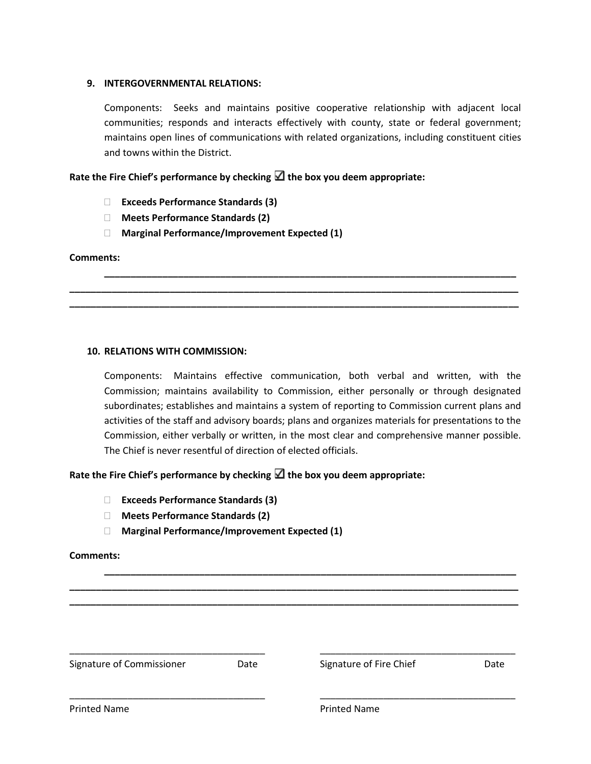**9. INTERGOVERNMENTAL RELATIONS:**

Components: Seeks and maintains positive cooperative relationship with adjacent local communities; responds and interacts effectively with county, state or federal government; maintains open lines of communications with related organizations, including constituent cities and towns within the District.

**Rate the Fire Chief's performance by checking ☑ the box you deem appropriate:**

- ☐ **Exceeds Performance Standards (3)**
- ☐ **Meets Performance Standards (2)**
- ☐ **Marginal Performance/Improvement Expected (1)**

**Comments:**

\_\_\_\_\_\_\_\_\_\_\_\_\_\_\_\_\_\_\_\_\_\_\_\_\_\_\_\_\_\_\_\_\_\_\_\_\_\_\_\_\_\_\_\_\_\_\_\_\_\_\_\_\_\_\_\_\_\_\_\_\_\_\_\_\_\_\_\_\_\_\_\_

\_\_\_\_\_\_\_\_\_\_\_\_\_\_\_\_\_\_\_\_\_\_\_\_\_\_\_\_\_\_\_\_\_\_\_\_\_\_\_\_\_\_\_\_\_\_\_\_\_\_\_\_\_\_\_\_\_\_\_\_\_\_\_\_\_\_\_\_\_\_\_\_\_\_\_\_

\_\_\_\_\_\_\_\_\_\_\_\_\_\_\_\_\_\_\_\_\_\_\_\_\_\_\_\_\_\_\_\_\_\_\_\_\_\_\_\_\_\_\_\_\_\_\_\_\_\_\_\_\_\_\_\_\_\_\_\_\_\_\_\_\_\_\_\_\_\_\_\_\_\_\_\_

**10. RELATIONS WITH COMMISSION:**

Components: Maintains effective communication, both verbal and written, with the Commission; maintains availability to Commission, either personally or through designated subordinates; establishes and maintains a system of reporting to Commission current plans and activities of the staff and advisory boards; plans and organizes materials for presentations to the Commission, either verbally or written, in the most clear and comprehensive manner possible. The Chief is never resentful of direction of elected officials.

**Rate the Fire Chief's performance by checking ☑ the box you deem appropriate:**

- ☐ **Exceeds Performance Standards (3)**
- ☐ **Meets Performance Standards (2)**
- ☐ **Marginal Performance/Improvement Expected (1)**

**Comments:**

\_\_\_\_\_\_\_\_\_\_\_\_\_\_\_\_\_\_\_\_\_\_\_\_\_\_\_\_\_\_\_\_\_\_\_\_\_\_\_\_\_\_\_\_\_\_\_\_\_\_\_\_\_\_\_\_\_\_\_\_\_\_\_\_\_\_\_\_\_\_\_\_

\_\_\_\_\_\_\_\_\_\_\_\_\_\_\_\_\_\_\_\_\_\_\_\_\_\_\_\_\_\_\_\_\_\_\_\_\_\_\_\_\_\_\_\_\_\_\_\_\_\_\_\_\_\_\_\_\_\_\_\_\_\_\_\_\_\_\_\_\_\_\_\_\_\_\_\_

\_\_\_\_\_\_\_\_\_\_\_\_\_\_\_\_\_\_\_\_\_\_\_\_\_\_\_\_\_\_\_\_\_\_\_\_\_\_\_\_\_\_\_\_\_\_\_\_\_\_\_\_\_\_\_\_\_\_\_\_\_\_\_\_\_\_\_\_\_\_\_\_\_\_\_\_

| | |
|---|---|
| \_\_\_\_\_\_\_\_\_\_\_\_\_\_\_\_\_\_\_\_\_\_\_\_\_\_\_\_\_\_\_\_\_\_\_ | \_\_\_\_\_\_\_\_\_\_\_\_\_\_\_\_\_\_\_\_\_\_\_\_\_\_\_\_\_\_\_\_\_\_\_ |
| Signature of Commissioner &nbsp;&nbsp;&nbsp;&nbsp; Date | Signature of Fire Chief &nbsp;&nbsp;&nbsp;&nbsp; Date |
| \_\_\_\_\_\_\_\_\_\_\_\_\_\_\_\_\_\_\_\_\_\_\_\_\_\_\_\_\_\_\_\_\_\_\_ | \_\_\_\_\_\_\_\_\_\_\_\_\_\_\_\_\_\_\_\_\_\_\_\_\_\_\_\_\_\_\_\_\_\_\_ |
| Printed Name | Printed Name |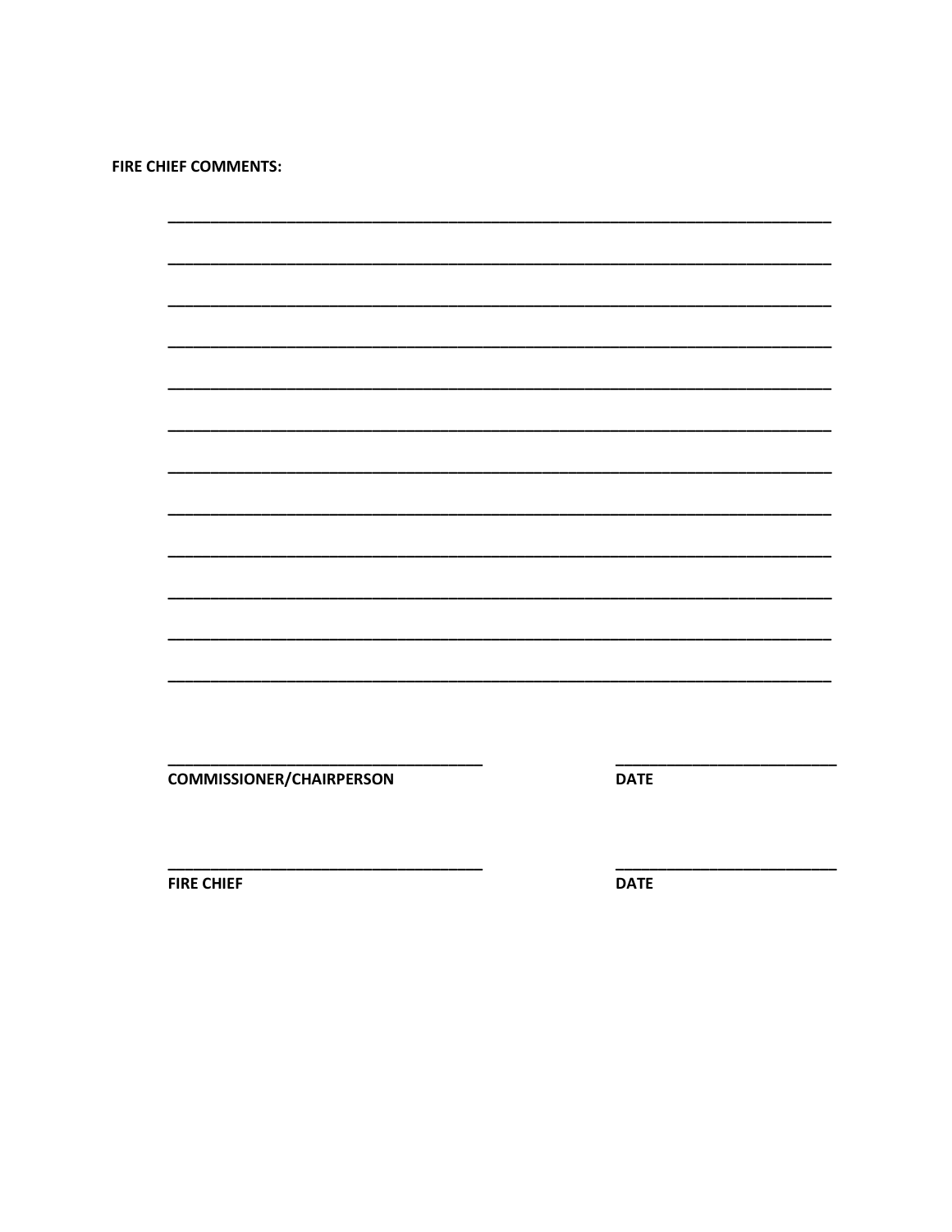**FIRE CHIEF COMMENTS:**

________________________________________________________________________________

________________________________________________________________________________

________________________________________________________________________________

________________________________________________________________________________

________________________________________________________________________________

________________________________________________________________________________

________________________________________________________________________________

________________________________________________________________________________

________________________________________________________________________________

________________________________________________________________________________

________________________________________________________________________________

________________________________________________________________________________

_____________________________________ _________________________

**COMMISSIONER/CHAIRPERSON** **DATE**

_____________________________________ _________________________

**FIRE CHIEF** **DATE**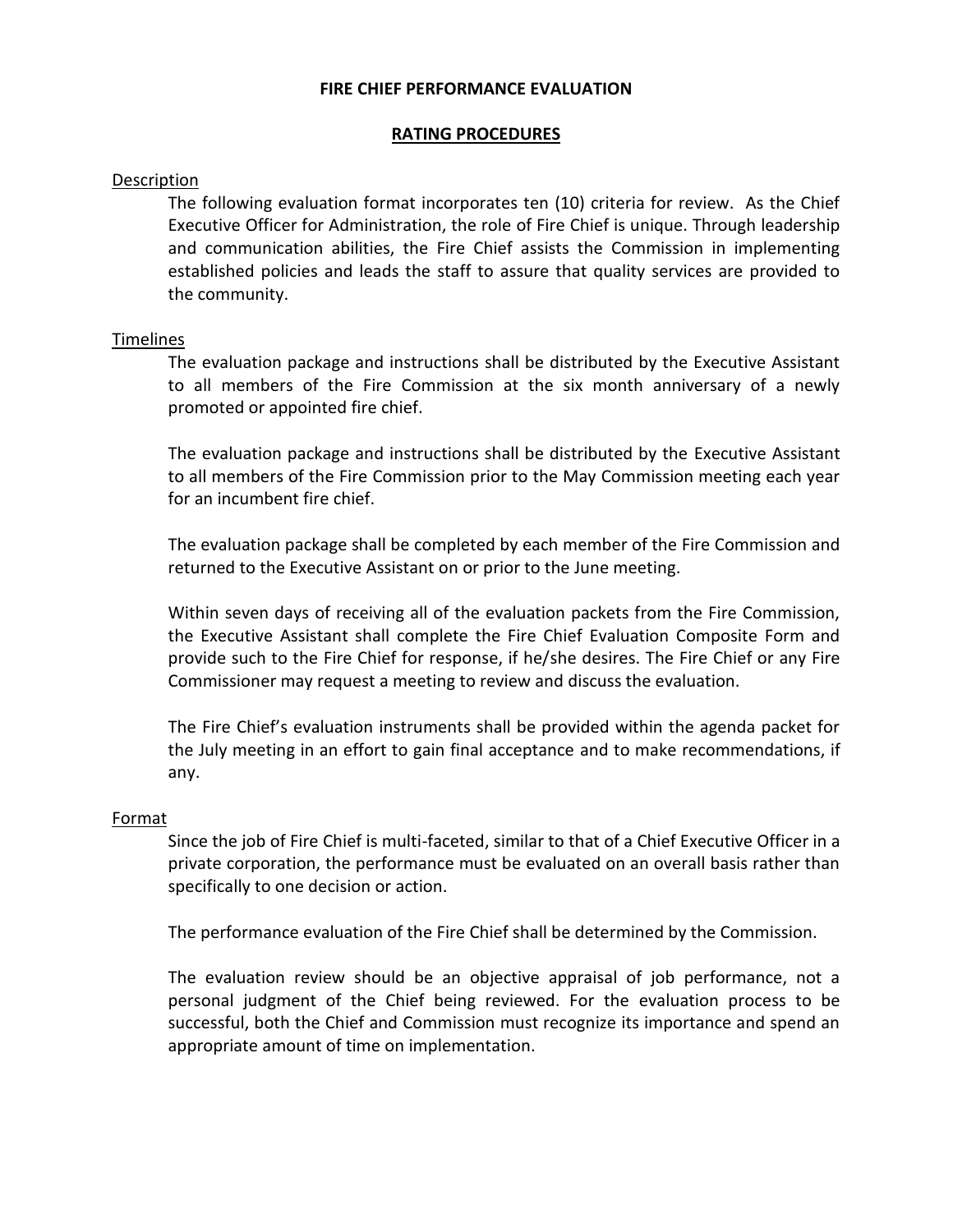# FIRE CHIEF PERFORMANCE EVALUATION

## RATING PROCEDURES

### Description

The following evaluation format incorporates ten (10) criteria for review. As the Chief Executive Officer for Administration, the role of Fire Chief is unique. Through leadership and communication abilities, the Fire Chief assists the Commission in implementing established policies and leads the staff to assure that quality services are provided to the community.

### Timelines

The evaluation package and instructions shall be distributed by the Executive Assistant to all members of the Fire Commission at the six month anniversary of a newly promoted or appointed fire chief.

The evaluation package and instructions shall be distributed by the Executive Assistant to all members of the Fire Commission prior to the May Commission meeting each year for an incumbent fire chief.

The evaluation package shall be completed by each member of the Fire Commission and returned to the Executive Assistant on or prior to the June meeting.

Within seven days of receiving all of the evaluation packets from the Fire Commission, the Executive Assistant shall complete the Fire Chief Evaluation Composite Form and provide such to the Fire Chief for response, if he/she desires. The Fire Chief or any Fire Commissioner may request a meeting to review and discuss the evaluation.

The Fire Chief's evaluation instruments shall be provided within the agenda packet for the July meeting in an effort to gain final acceptance and to make recommendations, if any.

### Format

Since the job of Fire Chief is multi-faceted, similar to that of a Chief Executive Officer in a private corporation, the performance must be evaluated on an overall basis rather than specifically to one decision or action.

The performance evaluation of the Fire Chief shall be determined by the Commission.

The evaluation review should be an objective appraisal of job performance, not a personal judgment of the Chief being reviewed. For the evaluation process to be successful, both the Chief and Commission must recognize its importance and spend an appropriate amount of time on implementation.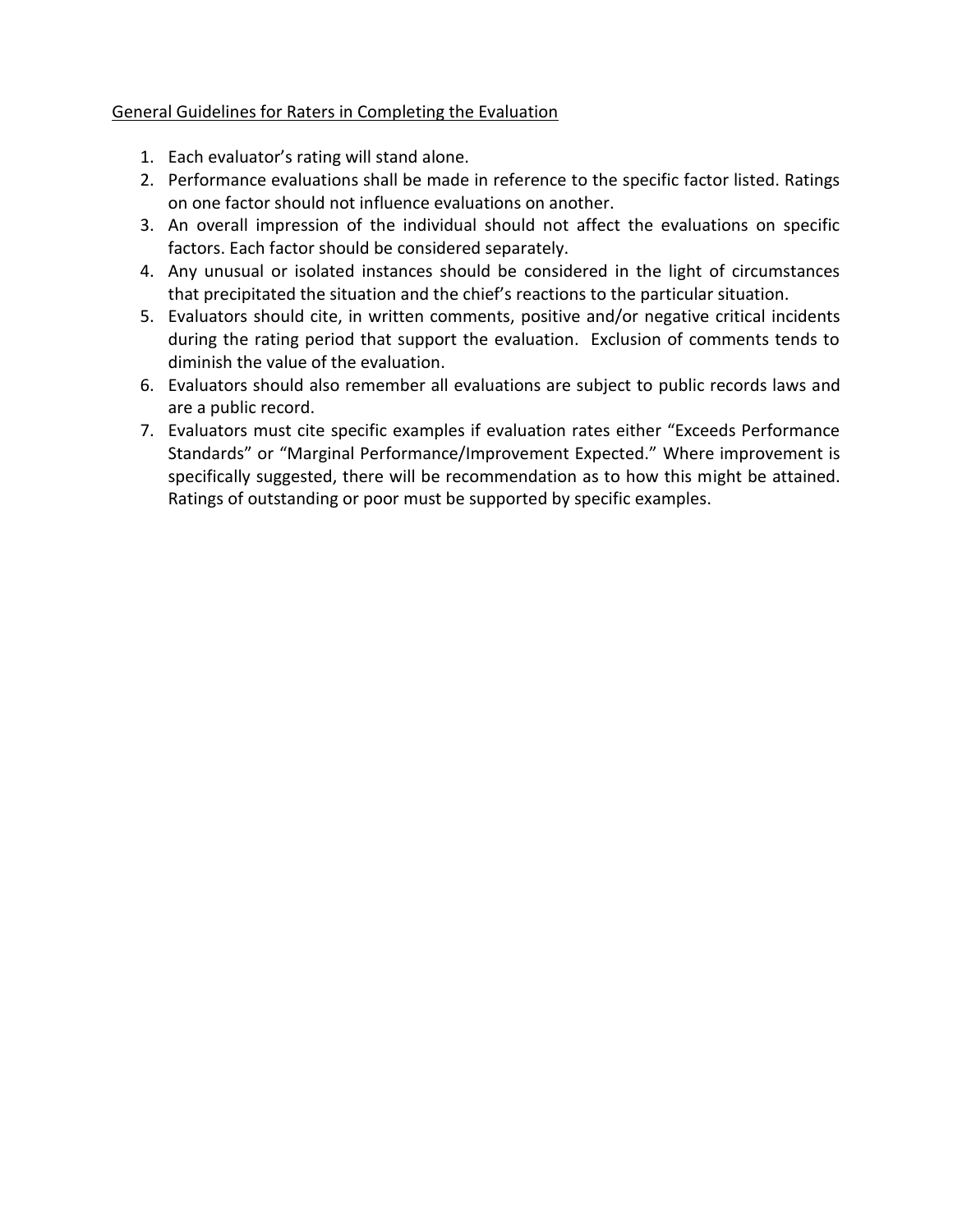General Guidelines for Raters in Completing the Evaluation

1. Each evaluator's rating will stand alone.
2. Performance evaluations shall be made in reference to the specific factor listed. Ratings on one factor should not influence evaluations on another.
3. An overall impression of the individual should not affect the evaluations on specific factors. Each factor should be considered separately.
4. Any unusual or isolated instances should be considered in the light of circumstances that precipitated the situation and the chief's reactions to the particular situation.
5. Evaluators should cite, in written comments, positive and/or negative critical incidents during the rating period that support the evaluation. Exclusion of comments tends to diminish the value of the evaluation.
6. Evaluators should also remember all evaluations are subject to public records laws and are a public record.
7. Evaluators must cite specific examples if evaluation rates either "Exceeds Performance Standards" or "Marginal Performance/Improvement Expected." Where improvement is specifically suggested, there will be recommendation as to how this might be attained. Ratings of outstanding or poor must be supported by specific examples.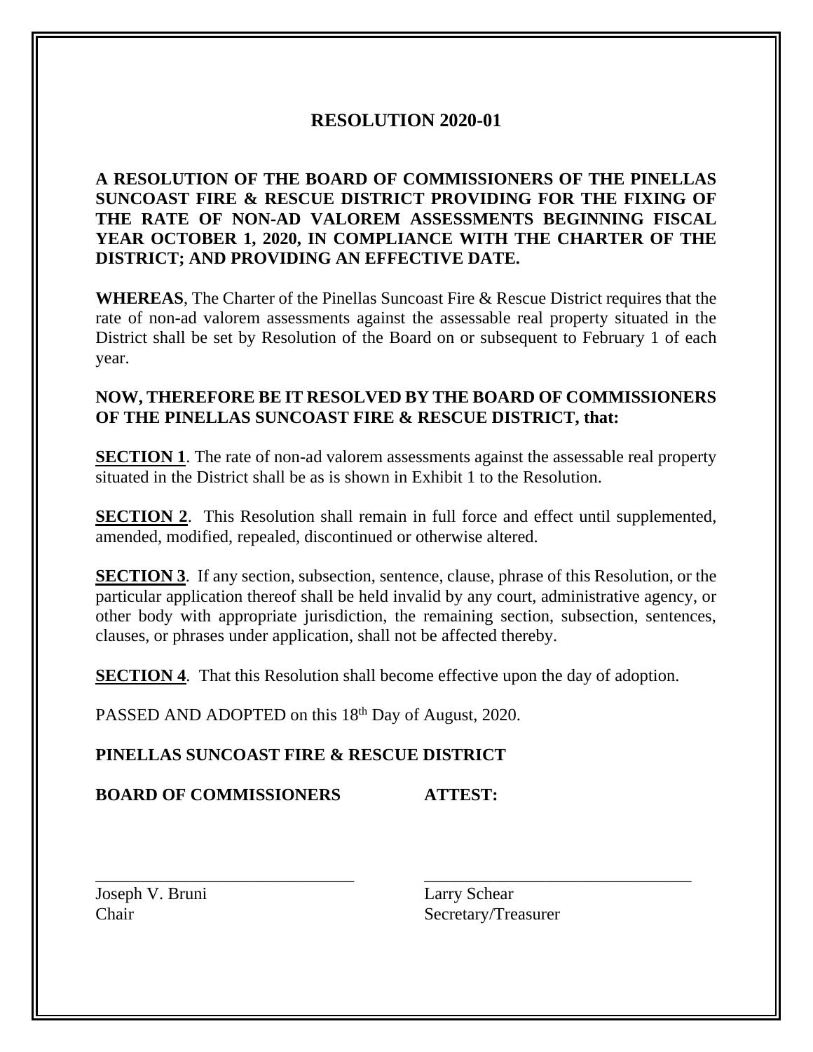# RESOLUTION 2020-01

**A RESOLUTION OF THE BOARD OF COMMISSIONERS OF THE PINELLAS SUNCOAST FIRE & RESCUE DISTRICT PROVIDING FOR THE FIXING OF THE RATE OF NON-AD VALOREM ASSESSMENTS BEGINNING FISCAL YEAR OCTOBER 1, 2020, IN COMPLIANCE WITH THE CHARTER OF THE DISTRICT; AND PROVIDING AN EFFECTIVE DATE.**

**WHEREAS**, The Charter of the Pinellas Suncoast Fire & Rescue District requires that the rate of non-ad valorem assessments against the assessable real property situated in the District shall be set by Resolution of the Board on or subsequent to February 1 of each year.

**NOW, THEREFORE BE IT RESOLVED BY THE BOARD OF COMMISSIONERS OF THE PINELLAS SUNCOAST FIRE & RESCUE DISTRICT, that:**

**SECTION 1**. The rate of non-ad valorem assessments against the assessable real property situated in the District shall be as is shown in Exhibit 1 to the Resolution.

**SECTION 2**. This Resolution shall remain in full force and effect until supplemented, amended, modified, repealed, discontinued or otherwise altered.

**SECTION 3**. If any section, subsection, sentence, clause, phrase of this Resolution, or the particular application thereof shall be held invalid by any court, administrative agency, or other body with appropriate jurisdiction, the remaining section, subsection, sentences, clauses, or phrases under application, shall not be affected thereby.

**SECTION 4**. That this Resolution shall become effective upon the day of adoption.

PASSED AND ADOPTED on this 18th Day of August, 2020.

**PINELLAS SUNCOAST FIRE & RESCUE DISTRICT**

**BOARD OF COMMISSIONERS** **ATTEST:**

\_\_\_\_\_\_\_\_\_\_\_\_\_\_\_\_\_\_\_\_\_\_\_\_\_\_\_\_\_\_
Joseph V. Bruni
Chair

\_\_\_\_\_\_\_\_\_\_\_\_\_\_\_\_\_\_\_\_\_\_\_\_\_\_\_\_\_\_
Larry Schear
Secretary/Treasurer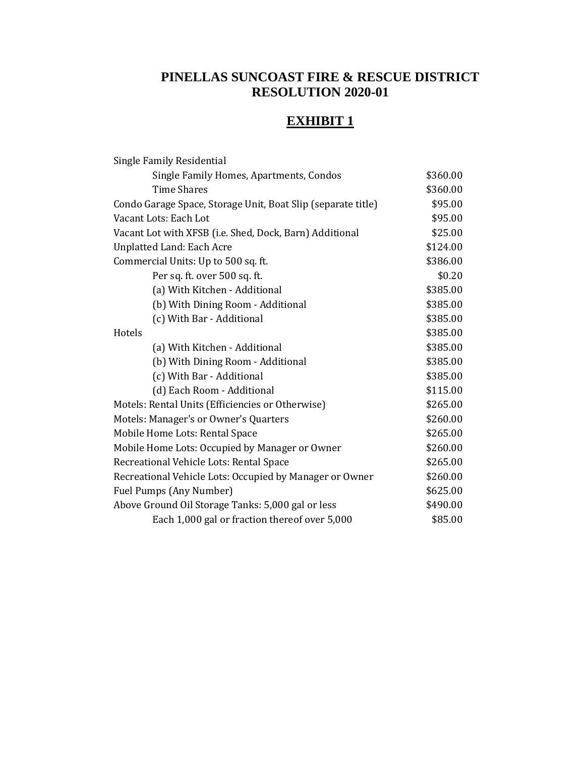# PINELLAS SUNCOAST FIRE & RESCUE DISTRICT
# RESOLUTION 2020-01

## EXHIBIT 1

| | |
|---|---|
| Single Family Residential | |
| Single Family Homes, Apartments, Condos | $360.00 |
| Time Shares | $360.00 |
| Condo Garage Space, Storage Unit, Boat Slip (separate title) | $95.00 |
| Vacant Lots: Each Lot | $95.00 |
| Vacant Lot with XFSB (i.e. Shed, Dock, Barn) Additional | $25.00 |
| Unplatted Land: Each Acre | $124.00 |
| Commercial Units: Up to 500 sq. ft. | $386.00 |
| Per sq. ft. over 500 sq. ft. | $0.20 |
| (a) With Kitchen - Additional | $385.00 |
| (b) With Dining Room - Additional | $385.00 |
| (c) With Bar - Additional | $385.00 |
| Hotels | $385.00 |
| (a) With Kitchen - Additional | $385.00 |
| (b) With Dining Room - Additional | $385.00 |
| (c) With Bar - Additional | $385.00 |
| (d) Each Room - Additional | $115.00 |
| Motels: Rental Units (Efficiencies or Otherwise) | $265.00 |
| Motels: Manager's or Owner's Quarters | $260.00 |
| Mobile Home Lots: Rental Space | $265.00 |
| Mobile Home Lots: Occupied by Manager or Owner | $260.00 |
| Recreational Vehicle Lots: Rental Space | $265.00 |
| Recreational Vehicle Lots: Occupied by Manager or Owner | $260.00 |
| Fuel Pumps (Any Number) | $625.00 |
| Above Ground Oil Storage Tanks: 5,000 gal or less | $490.00 |
| Each 1,000 gal or fraction thereof over 5,000 | $85.00 |